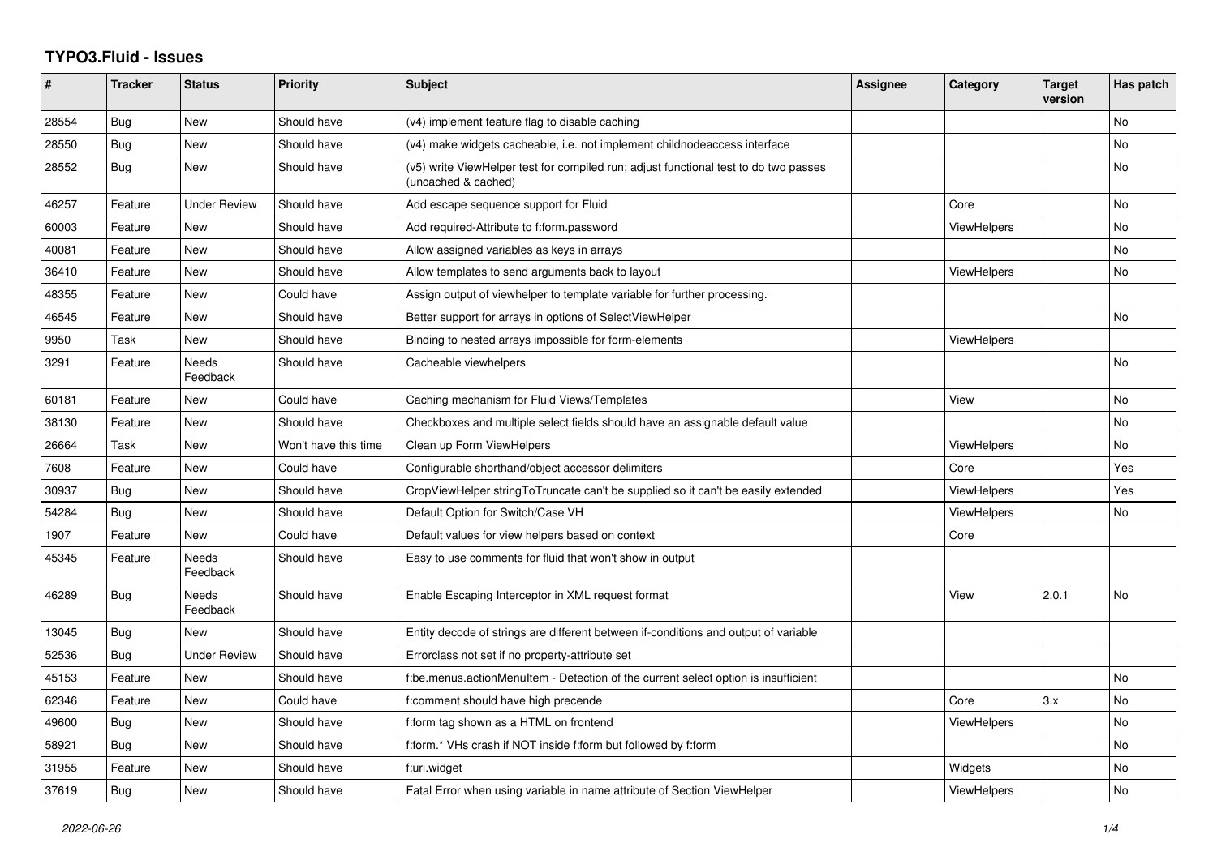# TYPO3.Fluid - Issues

| # | Tracker | Status | Priority | Subject | Assignee | Category | Target version | Has patch |
|---|---|---|---|---|---|---|---|---|
| 28554 | Bug | New | Should have | (v4) implement feature flag to disable caching | | | | No |
| 28550 | Bug | New | Should have | (v4) make widgets cacheable, i.e. not implement childnodeaccess interface | | | | No |
| 28552 | Bug | New | Should have | (v5) write ViewHelper test for compiled run; adjust functional test to do two passes (uncached & cached) | | | | No |
| 46257 | Feature | Under Review | Should have | Add escape sequence support for Fluid | | Core | | No |
| 60003 | Feature | New | Should have | Add required-Attribute to f:form.password | | ViewHelpers | | No |
| 40081 | Feature | New | Should have | Allow assigned variables as keys in arrays | | | | No |
| 36410 | Feature | New | Should have | Allow templates to send arguments back to layout | | ViewHelpers | | No |
| 48355 | Feature | New | Could have | Assign output of viewhelper to template variable for further processing. | | | | |
| 46545 | Feature | New | Should have | Better support for arrays in options of SelectViewHelper | | | | No |
| 9950 | Task | New | Should have | Binding to nested arrays impossible for form-elements | | ViewHelpers | | |
| 3291 | Feature | Needs Feedback | Should have | Cacheable viewhelpers | | | | No |
| 60181 | Feature | New | Could have | Caching mechanism for Fluid Views/Templates | | View | | No |
| 38130 | Feature | New | Should have | Checkboxes and multiple select fields should have an assignable default value | | | | No |
| 26664 | Task | New | Won't have this time | Clean up Form ViewHelpers | | ViewHelpers | | No |
| 7608 | Feature | New | Could have | Configurable shorthand/object accessor delimiters | | Core | | Yes |
| 30937 | Bug | New | Should have | CropViewHelper stringToTruncate can't be supplied so it can't be easily extended | | ViewHelpers | | Yes |
| 54284 | Bug | New | Should have | Default Option for Switch/Case VH | | ViewHelpers | | No |
| 1907 | Feature | New | Could have | Default values for view helpers based on context | | Core | | |
| 45345 | Feature | Needs Feedback | Should have | Easy to use comments for fluid that won't show in output | | | | |
| 46289 | Bug | Needs Feedback | Should have | Enable Escaping Interceptor in XML request format | | View | 2.0.1 | No |
| 13045 | Bug | New | Should have | Entity decode of strings are different between if-conditions and output of variable | | | | |
| 52536 | Bug | Under Review | Should have | Errorclass not set if no property-attribute set | | | | |
| 45153 | Feature | New | Should have | f:be.menus.actionMenuItem - Detection of the current select option is insufficient | | | | No |
| 62346 | Feature | New | Could have | f:comment should have high precende | | Core | 3.x | No |
| 49600 | Bug | New | Should have | f:form tag shown as a HTML on frontend | | ViewHelpers | | No |
| 58921 | Bug | New | Should have | f:form.* VHs crash if NOT inside f:form but followed by f:form | | | | No |
| 31955 | Feature | New | Should have | f:uri.widget | | Widgets | | No |
| 37619 | Bug | New | Should have | Fatal Error when using variable in name attribute of Section ViewHelper | | ViewHelpers | | No |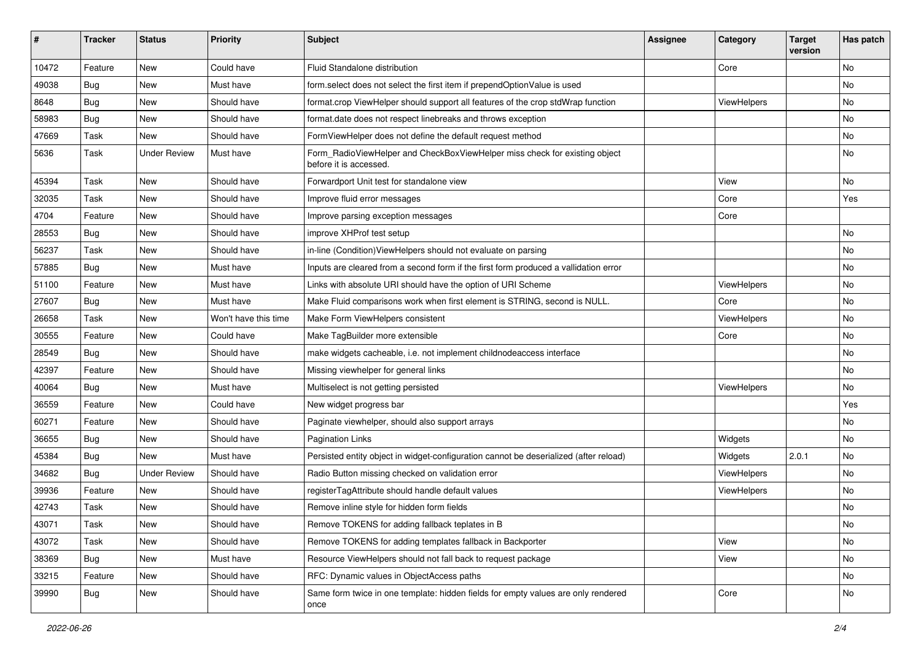| # | Tracker | Status | Priority | Subject | Assignee | Category | Target version | Has patch |
|---|---|---|---|---|---|---|---|---|
| 10472 | Feature | New | Could have | Fluid Standalone distribution | | Core | | No |
| 49038 | Bug | New | Must have | form.select does not select the first item if prependOptionValue is used | | | | No |
| 8648 | Bug | New | Should have | format.crop ViewHelper should support all features of the crop stdWrap function | | ViewHelpers | | No |
| 58983 | Bug | New | Should have | format.date does not respect linebreaks and throws exception | | | | No |
| 47669 | Task | New | Should have | FormViewHelper does not define the default request method | | | | No |
| 5636 | Task | Under Review | Must have | Form_RadioViewHelper and CheckBoxViewHelper miss check for existing object before it is accessed. | | | | No |
| 45394 | Task | New | Should have | Forwardport Unit test for standalone view | | View | | No |
| 32035 | Task | New | Should have | Improve fluid error messages | | Core | | Yes |
| 4704 | Feature | New | Should have | Improve parsing exception messages | | Core | | |
| 28553 | Bug | New | Should have | improve XHProf test setup | | | | No |
| 56237 | Task | New | Should have | in-line (Condition)ViewHelpers should not evaluate on parsing | | | | No |
| 57885 | Bug | New | Must have | Inputs are cleared from a second form if the first form produced a vallidation error | | | | No |
| 51100 | Feature | New | Must have | Links with absolute URI should have the option of URI Scheme | | ViewHelpers | | No |
| 27607 | Bug | New | Must have | Make Fluid comparisons work when first element is STRING, second is NULL. | | Core | | No |
| 26658 | Task | New | Won't have this time | Make Form ViewHelpers consistent | | ViewHelpers | | No |
| 30555 | Feature | New | Could have | Make TagBuilder more extensible | | Core | | No |
| 28549 | Bug | New | Should have | make widgets cacheable, i.e. not implement childnodeaccess interface | | | | No |
| 42397 | Feature | New | Should have | Missing viewhelper for general links | | | | No |
| 40064 | Bug | New | Must have | Multiselect is not getting persisted | | ViewHelpers | | No |
| 36559 | Feature | New | Could have | New widget progress bar | | | | Yes |
| 60271 | Feature | New | Should have | Paginate viewhelper, should also support arrays | | | | No |
| 36655 | Bug | New | Should have | Pagination Links | | Widgets | | No |
| 45384 | Bug | New | Must have | Persisted entity object in widget-configuration cannot be deserialized (after reload) | | Widgets | 2.0.1 | No |
| 34682 | Bug | Under Review | Should have | Radio Button missing checked on validation error | | ViewHelpers | | No |
| 39936 | Feature | New | Should have | registerTagAttribute should handle default values | | ViewHelpers | | No |
| 42743 | Task | New | Should have | Remove inline style for hidden form fields | | | | No |
| 43071 | Task | New | Should have | Remove TOKENS for adding fallback teplates in B | | | | No |
| 43072 | Task | New | Should have | Remove TOKENS for adding templates fallback in Backporter | | View | | No |
| 38369 | Bug | New | Must have | Resource ViewHelpers should not fall back to request package | | View | | No |
| 33215 | Feature | New | Should have | RFC: Dynamic values in ObjectAccess paths | | | | No |
| 39990 | Bug | New | Should have | Same form twice in one template: hidden fields for empty values are only rendered once | | Core | | No |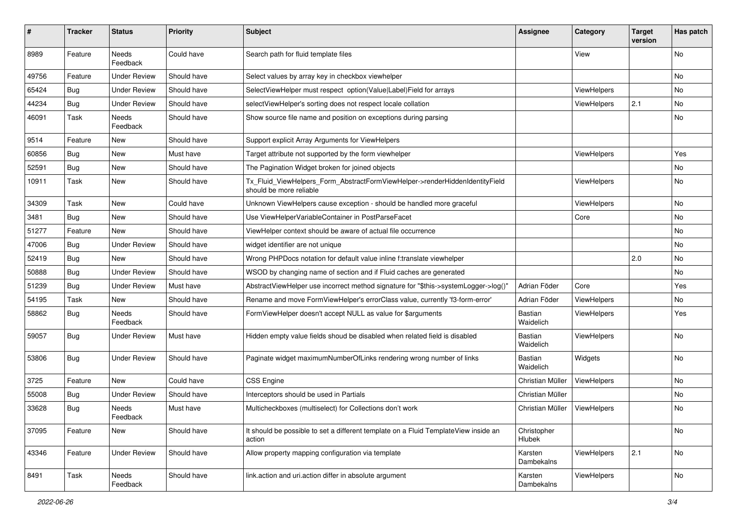| # | Tracker | Status | Priority | Subject | Assignee | Category | Target version | Has patch |
|---|---|---|---|---|---|---|---|---|
| 8989 | Feature | Needs Feedback | Could have | Search path for fluid template files | | View | | No |
| 49756 | Feature | Under Review | Should have | Select values by array key in checkbox viewhelper | | | | No |
| 65424 | Bug | Under Review | Should have | SelectViewHelper must respect option(Value\|Label)Field for arrays | | ViewHelpers | | No |
| 44234 | Bug | Under Review | Should have | selectViewHelper's sorting does not respect locale collation | | ViewHelpers | 2.1 | No |
| 46091 | Task | Needs Feedback | Should have | Show source file name and position on exceptions during parsing | | | | No |
| 9514 | Feature | New | Should have | Support explicit Array Arguments for ViewHelpers | | | | |
| 60856 | Bug | New | Must have | Target attribute not supported by the form viewhelper | | ViewHelpers | | Yes |
| 52591 | Bug | New | Should have | The Pagination Widget broken for joined objects | | | | No |
| 10911 | Task | New | Should have | Tx_Fluid_ViewHelpers_Form_AbstractFormViewHelper->renderHiddenIdentityField should be more reliable | | ViewHelpers | | No |
| 34309 | Task | New | Could have | Unknown ViewHelpers cause exception - should be handled more graceful | | ViewHelpers | | No |
| 3481 | Bug | New | Should have | Use ViewHelperVariableContainer in PostParseFacet | | Core | | No |
| 51277 | Feature | New | Should have | ViewHelper context should be aware of actual file occurrence | | | | No |
| 47006 | Bug | Under Review | Should have | widget identifier are not unique | | | | No |
| 52419 | Bug | New | Should have | Wrong PHPDocs notation for default value inline f:translate viewhelper | | | 2.0 | No |
| 50888 | Bug | Under Review | Should have | WSOD by changing name of section and if Fluid caches are generated | | | | No |
| 51239 | Bug | Under Review | Must have | AbstractViewHelper use incorrect method signature for "$this->systemLogger->log()" | Adrian Föder | Core | | Yes |
| 54195 | Task | New | Should have | Rename and move FormViewHelper's errorClass value, currently 'f3-form-error' | Adrian Föder | ViewHelpers | | No |
| 58862 | Bug | Needs Feedback | Should have | FormViewHelper doesn't accept NULL as value for $arguments | Bastian Waidelich | ViewHelpers | | Yes |
| 59057 | Bug | Under Review | Must have | Hidden empty value fields shoud be disabled when related field is disabled | Bastian Waidelich | ViewHelpers | | No |
| 53806 | Bug | Under Review | Should have | Paginate widget maximumNumberOfLinks rendering wrong number of links | Bastian Waidelich | Widgets | | No |
| 3725 | Feature | New | Could have | CSS Engine | Christian Müller | ViewHelpers | | No |
| 55008 | Bug | Under Review | Should have | Interceptors should be used in Partials | Christian Müller | | | No |
| 33628 | Bug | Needs Feedback | Must have | Multicheckboxes (multiselect) for Collections don't work | Christian Müller | ViewHelpers | | No |
| 37095 | Feature | New | Should have | It should be possible to set a different template on a Fluid TemplateView inside an action | Christopher Hlubek | | | No |
| 43346 | Feature | Under Review | Should have | Allow property mapping configuration via template | Karsten Dambekalns | ViewHelpers | 2.1 | No |
| 8491 | Task | Needs Feedback | Should have | link.action and uri.action differ in absolute argument | Karsten Dambekalns | ViewHelpers | | No |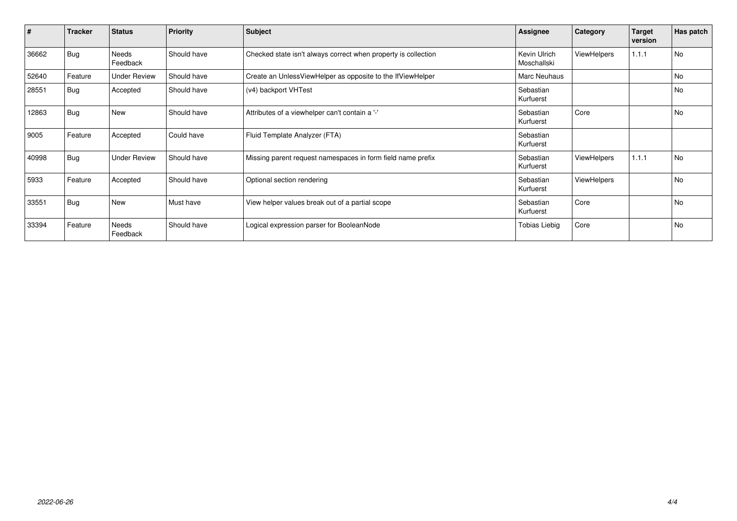| # | Tracker | Status | Priority | Subject | Assignee | Category | Target version | Has patch |
|---|---|---|---|---|---|---|---|---|
| 36662 | Bug | Needs Feedback | Should have | Checked state isn't always correct when property is collection | Kevin Ulrich Moschallski | ViewHelpers | 1.1.1 | No |
| 52640 | Feature | Under Review | Should have | Create an UnlessViewHelper as opposite to the IfViewHelper | Marc Neuhaus | | | No |
| 28551 | Bug | Accepted | Should have | (v4) backport VHTest | Sebastian Kurfuerst | | | No |
| 12863 | Bug | New | Should have | Attributes of a viewhelper can't contain a '-' | Sebastian Kurfuerst | Core | | No |
| 9005 | Feature | Accepted | Could have | Fluid Template Analyzer (FTA) | Sebastian Kurfuerst | | | |
| 40998 | Bug | Under Review | Should have | Missing parent request namespaces in form field name prefix | Sebastian Kurfuerst | ViewHelpers | 1.1.1 | No |
| 5933 | Feature | Accepted | Should have | Optional section rendering | Sebastian Kurfuerst | ViewHelpers | | No |
| 33551 | Bug | New | Must have | View helper values break out of a partial scope | Sebastian Kurfuerst | Core | | No |
| 33394 | Feature | Needs Feedback | Should have | Logical expression parser for BooleanNode | Tobias Liebig | Core | | No |